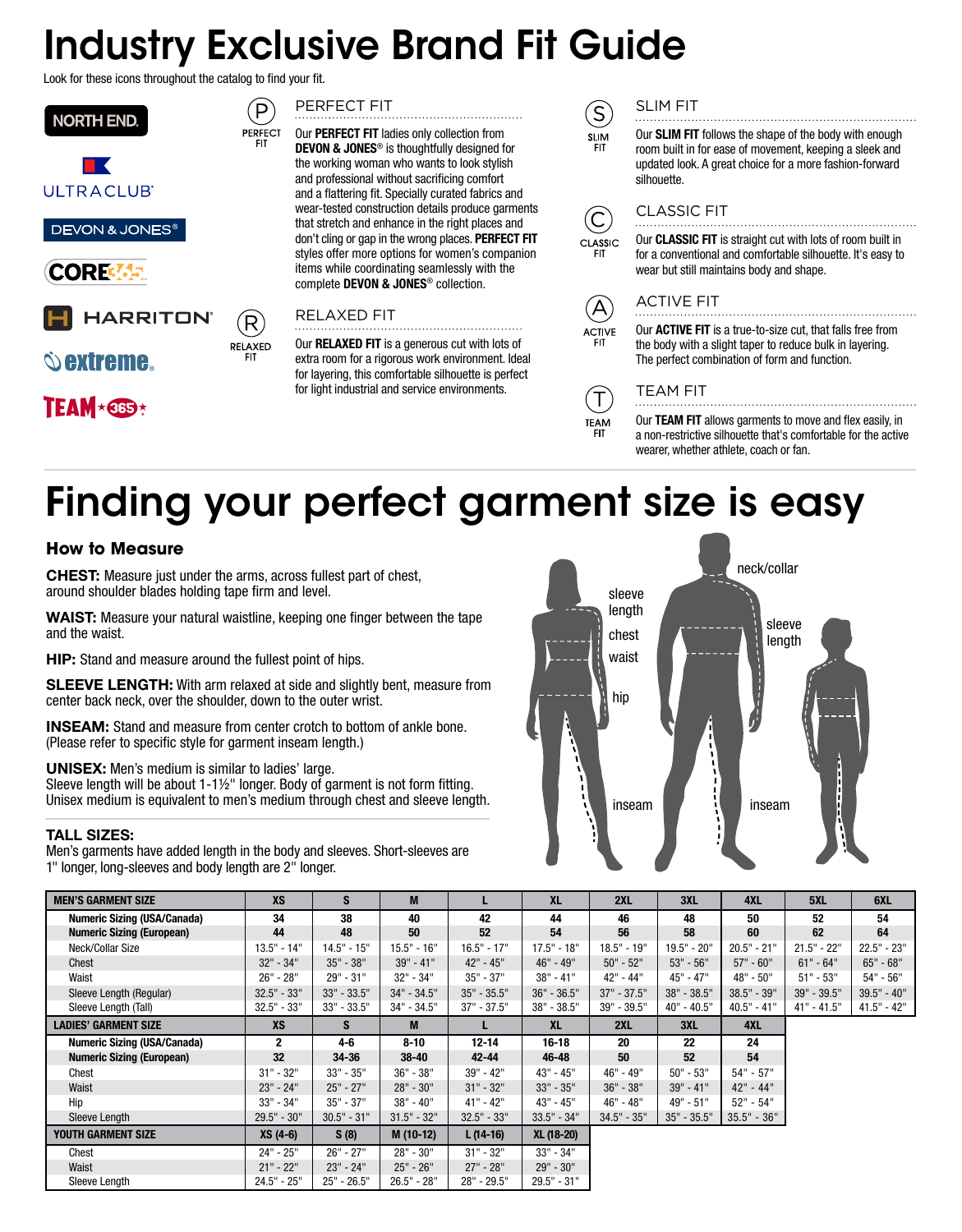# Industry Exclusive Brand Fit Guide

Look for these icons throughout the catalog to find your fit.

NORTH END. ULTRACLUB® DEVON & JONES® CORE365 HARRITON® extreme® TEAM 365

### PERFECT FIT

Our **PERFECT FIT** ladies only collection from **DEVON & JONES®** is thoughtfully designed for the working woman who wants to look stylish and professional without sacrificing comfort and a flattering fit. Specially curated fabrics and wear-tested construction details produce garments that stretch and enhance in the right places and don't cling or gap in the wrong places. **PERFECT FIT** styles offer more options for women's companion items while coordinating seamlessly with the complete **DEVON & JONES®** collection.

### RELAXED FIT

Our **RELAXED FIT** is a generous cut with lots of extra room for a rigorous work environment. Ideal for layering, this comfortable silhouette is perfect for light industrial and service environments.

### SLIM FIT

Our **SLIM FIT** follows the shape of the body with enough room built in for ease of movement, keeping a sleek and updated look. A great choice for a more fashion-forward silhouette.

### CLASSIC FIT

Our **CLASSIC FIT** is straight cut with lots of room built in for a conventional and comfortable silhouette. It's easy to wear but still maintains body and shape.

### ACTIVE FIT

Our **ACTIVE FIT** is a true-to-size cut, that falls free from the body with a slight taper to reduce bulk in layering. The perfect combination of form and function.

### TEAM FIT

Our **TEAM FIT** allows garments to move and flex easily, in a non-restrictive silhouette that's comfortable for the active wearer, whether athlete, coach or fan.

# Finding your perfect garment size is easy

## How to Measure

**CHEST:** Measure just under the arms, across fullest part of chest, around shoulder blades holding tape firm and level.

**WAIST:** Measure your natural waistline, keeping one finger between the tape and the waist.

**HIP:** Stand and measure around the fullest point of hips.

**SLEEVE LENGTH:** With arm relaxed at side and slightly bent, measure from center back neck, over the shoulder, down to the outer wrist.

**INSEAM:** Stand and measure from center crotch to bottom of ankle bone. (Please refer to specific style for garment inseam length.)

**UNISEX:** Men's medium is similar to ladies' large. Sleeve length will be about 1-1½" longer. Body of garment is not form fitting. Unisex medium is equivalent to men's medium through chest and sleeve length.

**TALL SIZES:**
Men's garments have added length in the body and sleeves. Short-sleeves are 1" longer, long-sleeves and body length are 2" longer.

neck/collar, sleeve length, chest, waist, hip, inseam

| MEN'S GARMENT SIZE | XS | S | M | L | XL | 2XL | 3XL | 4XL | 5XL | 6XL |
|---|---|---|---|---|---|---|---|---|---|---|
| **Numeric Sizing (USA/Canada)** | 34 | 38 | 40 | 42 | 44 | 46 | 48 | 50 | 52 | 54 |
| **Numeric Sizing (European)** | 44 | 48 | 50 | 52 | 54 | 56 | 58 | 60 | 62 | 64 |
| Neck/Collar Size | 13.5" - 14" | 14.5" - 15" | 15.5" - 16" | 16.5" - 17" | 17.5" - 18" | 18.5" - 19" | 19.5" - 20" | 20.5" - 21" | 21.5" - 22" | 22.5" - 23" |
| Chest | 32" - 34" | 35" - 38" | 39" - 41" | 42" - 45" | 46" - 49" | 50" - 52" | 53" - 56" | 57" - 60" | 61" - 64" | 65" - 68" |
| Waist | 26" - 28" | 29" - 31" | 32" - 34" | 35" - 37" | 38" - 41" | 42" - 44" | 45" - 47" | 48" - 50" | 51" - 53" | 54" - 56" |
| Sleeve Length (Regular) | 32.5" - 33" | 33" - 33.5" | 34" - 34.5" | 35" - 35.5" | 36" - 36.5" | 37" - 37.5" | 38" - 38.5" | 38.5" - 39" | 39" - 39.5" | 39.5" - 40" |
| Sleeve Length (Tall) | 32.5" - 33" | 33" - 33.5" | 34" - 34.5" | 37" - 37.5" | 38" - 38.5" | 39" - 39.5" | 40" - 40.5" | 40.5" - 41" | 41" - 41.5" | 41.5" - 42" |
| **LADIES' GARMENT SIZE** | **XS** | **S** | **M** | **L** | **XL** | **2XL** | **3XL** | **4XL** | | |
| **Numeric Sizing (USA/Canada)** | 2 | 4-6 | 8-10 | 12-14 | 16-18 | 20 | 22 | 24 | | |
| **Numeric Sizing (European)** | 32 | 34-36 | 38-40 | 42-44 | 46-48 | 50 | 52 | 54 | | |
| Chest | 31" - 32" | 33" - 35" | 36" - 38" | 39" - 42" | 43" - 45" | 46" - 49" | 50" - 53" | 54" - 57" | | |
| Waist | 23" - 24" | 25" - 27" | 28" - 30" | 31" - 32" | 33" - 35" | 36" - 38" | 39" - 41" | 42" - 44" | | |
| Hip | 33" - 34" | 35" - 37" | 38" - 40" | 41" - 42" | 43" - 45" | 46" - 48" | 49" - 51" | 52" - 54" | | |
| Sleeve Length | 29.5" - 30" | 30.5" - 31" | 31.5" - 32" | 32.5" - 33" | 33.5" - 34" | 34.5" - 35" | 35" - 35.5" | 35.5" - 36" | | |
| **YOUTH GARMENT SIZE** | **XS (4-6)** | **S (8)** | **M (10-12)** | **L (14-16)** | **XL (18-20)** | | | | | |
| Chest | 24" - 25" | 26" - 27" | 28" - 30" | 31" - 32" | 33" - 34" | | | | | |
| Waist | 21" - 22" | 23" - 24" | 25" - 26" | 27" - 28" | 29" - 30" | | | | | |
| Sleeve Length | 24.5" - 25" | 25" - 26.5" | 26.5" - 28" | 28" - 29.5" | 29.5" - 31" | | | | | |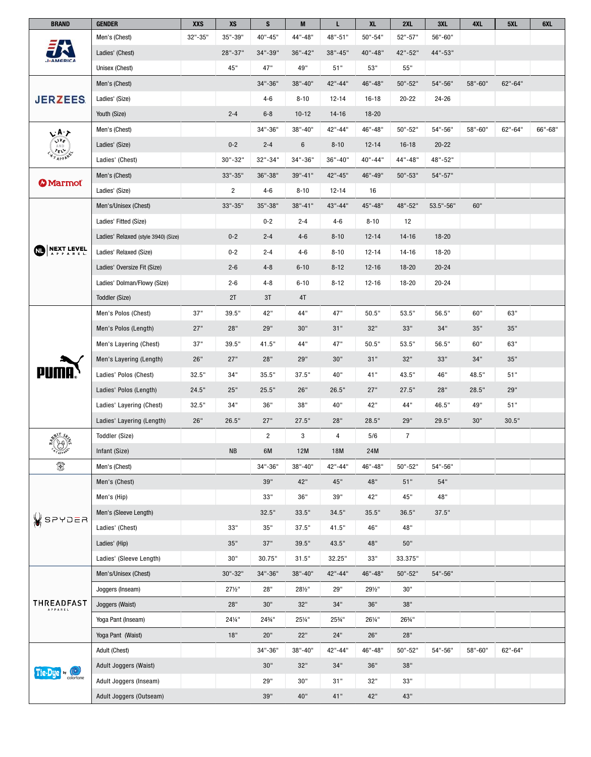| BRAND | GENDER | XXS | XS | S | M | L | XL | 2XL | 3XL | 4XL | 5XL | 6XL |
|---|---|---|---|---|---|---|---|---|---|---|---|---|
| J-AMERICA | Men's (Chest) | 32"-35" | 35"-39" | 40"-45" | 44"-48" | 48"-51" | 50"-54" | 52"-57" | 56"-60" | | | |
| | Ladies' (Chest) | | 28"-37" | 34"-39" | 36"-42" | 38"-45" | 40"-48" | 42"-52" | 44"-53" | | | |
| | Unisex (Chest) | | 45" | 47" | 49" | 51" | 53" | 55" | | | | |
| JERZEES | Men's (Chest) | | | 34"-36" | 38"-40" | 42"-44" | 46"-48" | 50"-52" | 54"-56" | 58"-60" | 62"-64" | |
| | Ladies' (Size) | | | 4-6 | 8-10 | 12-14 | 16-18 | 20-22 | 24-26 | | | |
| | Youth (Size) | | 2-4 | 6-8 | 10-12 | 14-16 | 18-20 | | | | | |
| L·A·T LIVE AND TELL L·A·T APPAREL | Men's (Chest) | | | 34"-36" | 38"-40" | 42"-44" | 46"-48" | 50"-52" | 54"-56" | 58"-60" | 62"-64" | 66"-68" |
| | Ladies' (Size) | | 0-2 | 2-4 | 6 | 8-10 | 12-14 | 16-18 | 20-22 | | | |
| | Ladies' (Chest) | | 30"-32" | 32"-34" | 34"-36" | 36"-40" | 40"-44" | 44"-48" | 48"-52" | | | |
| Marmot | Men's (Chest) | | 33"-35" | 36"-38" | 39"-41" | 42"-45" | 46"-49" | 50"-53" | 54"-57" | | | |
| | Ladies' (Size) | | 2 | 4-6 | 8-10 | 12-14 | 16 | | | | | |
| NEXT LEVEL APPAREL | Men's/Unisex (Chest) | | 33"-35" | 35"-38" | 38"-41" | 43"-44" | 45"-48" | 48"-52" | 53.5"-56" | 60" | | |
| | Ladies' Fitted (Size) | | | 0-2 | 2-4 | 4-6 | 8-10 | 12 | | | | |
| | Ladies' Relaxed (style 3940) (Size) | | 0-2 | 2-4 | 4-6 | 8-10 | 12-14 | 14-16 | 18-20 | | | |
| | Ladies' Relaxed (Size) | | 0-2 | 2-4 | 4-6 | 8-10 | 12-14 | 14-16 | 18-20 | | | |
| | Ladies' Oversize Fit (Size) | | 2-6 | 4-8 | 6-10 | 8-12 | 12-16 | 18-20 | 20-24 | | | |
| | Ladies' Dolman/Flowy (Size) | | 2-6 | 4-8 | 6-10 | 8-12 | 12-16 | 18-20 | 20-24 | | | |
| | Toddler (Size) | | 2T | 3T | 4T | | | | | | | |
| PUMA | Men's Polos (Chest) | 37" | 39.5" | 42" | 44" | 47" | 50.5" | 53.5" | 56.5" | 60" | 63" | |
| | Men's Polos (Length) | 27" | 28" | 29" | 30" | 31" | 32" | 33" | 34" | 35" | 35" | |
| | Men's Layering (Chest) | 37" | 39.5" | 41.5" | 44" | 47" | 50.5" | 53.5" | 56.5" | 60" | 63" | |
| | Men's Layering (Length) | 26" | 27" | 28" | 29" | 30" | 31" | 32" | 33" | 34" | 35" | |
| | Ladies' Polos (Chest) | 32.5" | 34" | 35.5" | 37.5" | 40" | 41" | 43.5" | 46" | 48.5" | 51" | |
| | Ladies' Polos (Length) | 24.5" | 25" | 25.5" | 26" | 26.5" | 27" | 27.5" | 28" | 28.5" | 29" | |
| | Ladies' Layering (Chest) | 32.5" | 34" | 36" | 38" | 40" | 42" | 44" | 46.5" | 49" | 51" | |
| | Ladies' Layering (Length) | 26" | 26.5" | 27" | 27.5" | 28" | 28.5" | 29" | 29.5" | 30" | 30.5" | |
| RABBIT SKINS L·A·T APPAREL | Toddler (Size) | | | 2 | 3 | 4 | 5/6 | 7 | | | | |
| | Infant (Size) | | NB | 6M | 12M | 18M | 24M | | | | | |
| | Men's (Chest) | | | 34"-36" | 38"-40" | 42"-44" | 46"-48" | 50"-52" | 54"-56" | | | |
| SPYDER | Men's (Chest) | | | 39" | 42" | 45" | 48" | 51" | 54" | | | |
| | Men's (Hip) | | | 33" | 36" | 39" | 42" | 45" | 48" | | | |
| | Men's (Sleeve Length) | | | 32.5" | 33.5" | 34.5" | 35.5" | 36.5" | 37.5" | | | |
| | Ladies' (Chest) | | 33" | 35" | 37.5" | 41.5" | 46" | 48" | | | | |
| | Ladies' (Hip) | | 35" | 37" | 39.5" | 43.5" | 48" | 50" | | | | |
| | Ladies' (Sleeve Length) | | 30" | 30.75" | 31.5" | 32.25" | 33" | 33.375" | | | | |
| THREADFAST APPAREL | Men's/Unisex (Chest) | | 30"-32" | 34"-36" | 38"-40" | 42"-44" | 46"-48" | 50"-52" | 54"-56" | | | |
| | Joggers (Inseam) | | 27½" | 28" | 28½" | 29" | 29½" | 30" | | | | |
| | Joggers (Waist) | | 28" | 30" | 32" | 34" | 36" | 38" | | | | |
| | Yoga Pant (Inseam) | | 24¼" | 24¾" | 25¼" | 25¾" | 26¼" | 26¾" | | | | |
| | Yoga Pant (Waist) | | 18" | 20" | 22" | 24" | 26" | 28" | | | | |
| Tie-Dye by colortone | Adult (Chest) | | | 34"-36" | 38"-40" | 42"-44" | 46"-48" | 50"-52" | 54"-56" | 58"-60" | 62"-64" | |
| | Adult Joggers (Waist) | | | 30" | 32" | 34" | 36" | 38" | | | | |
| | Adult Joggers (Inseam) | | | 29" | 30" | 31" | 32" | 33" | | | | |
| | Adult Joggers (Outseam) | | | 39" | 40" | 41" | 42" | 43" | | | | |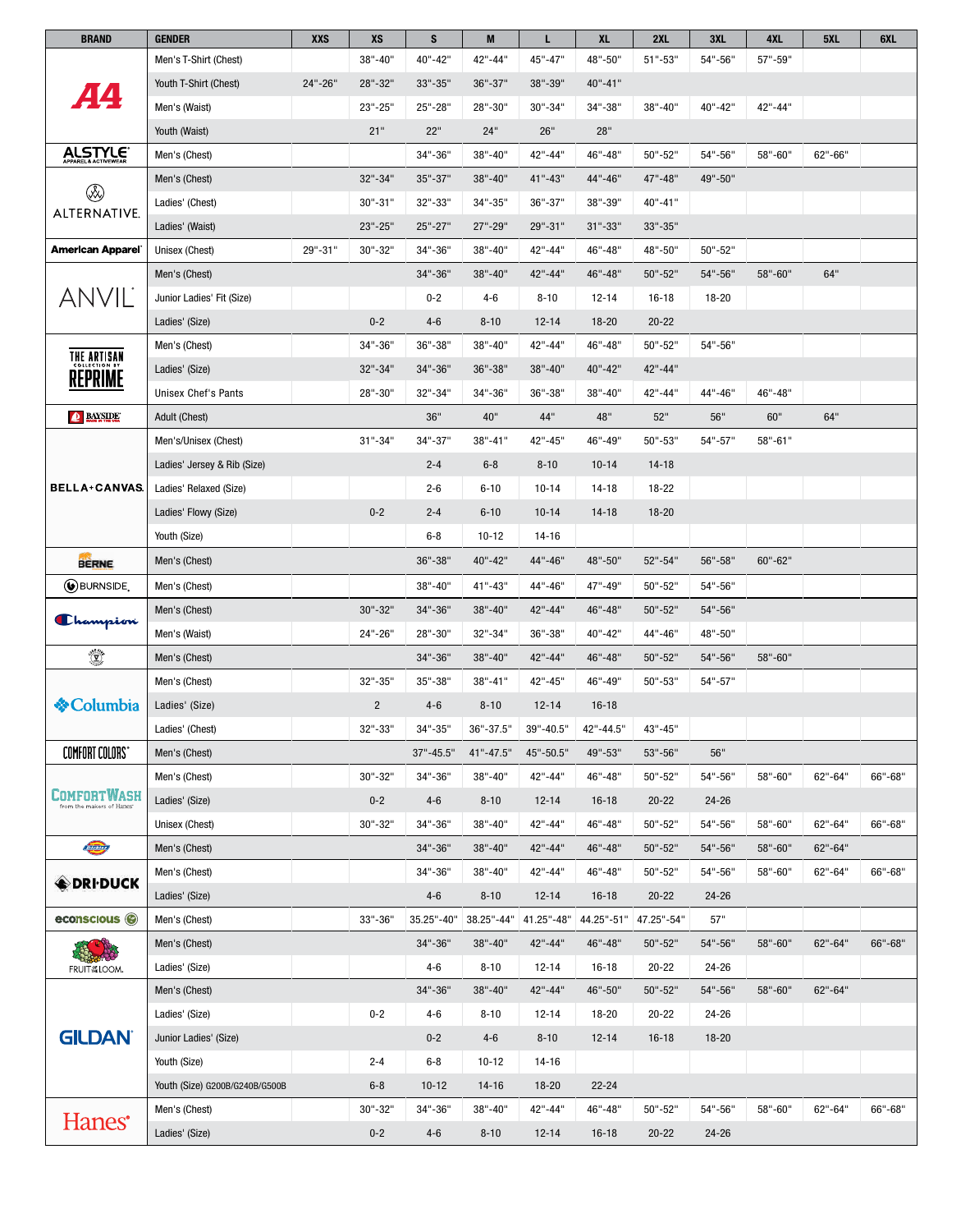| BRAND | GENDER | XXS | XS | S | M | L | XL | 2XL | 3XL | 4XL | 5XL | 6XL |
|---|---|---|---|---|---|---|---|---|---|---|---|---|
| A4 | Men's T-Shirt (Chest) | | 38"-40" | 40"-42" | 42"-44" | 45"-47" | 48"-50" | 51"-53" | 54"-56" | 57"-59" | | |
| | Youth T-Shirt (Chest) | 24"-26" | 28"-32" | 33"-35" | 36"-37" | 38"-39" | 40"-41" | | | | | |
| | Men's (Waist) | | 23"-25" | 25"-28" | 28"-30" | 30"-34" | 34"-38" | 38"-40" | 40"-42" | 42"-44" | | |
| | Youth (Waist) | | 21" | 22" | 24" | 26" | 28" | | | | | |
| ALSTYLE | Men's (Chest) | | | 34"-36" | 38"-40" | 42"-44" | 46"-48" | 50"-52" | 54"-56" | 58"-60" | 62"-66" | |
| ALTERNATIVE. | Men's (Chest) | | 32"-34" | 35"-37" | 38"-40" | 41"-43" | 44"-46" | 47"-48" | 49"-50" | | | |
| | Ladies' (Chest) | | 30"-31" | 32"-33" | 34"-35" | 36"-37" | 38"-39" | 40"-41" | | | | |
| | Ladies' (Waist) | | 23"-25" | 25"-27" | 27"-29" | 29"-31" | 31"-33" | 33"-35" | | | | |
| American Apparel | Unisex (Chest) | 29"-31" | 30"-32" | 34"-36" | 38"-40" | 42"-44" | 46"-48" | 48"-50" | 50"-52" | | | |
| ANVIL | Men's (Chest) | | | 34"-36" | 38"-40" | 42"-44" | 46"-48" | 50"-52" | 54"-56" | 58"-60" | 64" | |
| | Junior Ladies' Fit (Size) | | | 0-2 | 4-6 | 8-10 | 12-14 | 16-18 | 18-20 | | | |
| | Ladies' (Size) | | 0-2 | 4-6 | 8-10 | 12-14 | 18-20 | 20-22 | | | | |
| THE ARTISAN COLLECTION BY REPRIME | Men's (Chest) | | 34"-36" | 36"-38" | 38"-40" | 42"-44" | 46"-48" | 50"-52" | 54"-56" | | | |
| | Ladies' (Size) | | 32"-34" | 34"-36" | 36"-38" | 38"-40" | 40"-42" | 42"-44" | | | | |
| | Unisex Chef's Pants | | 28"-30" | 32"-34" | 34"-36" | 36"-38" | 38"-40" | 42"-44" | 44"-46" | 46"-48" | | |
| BAYSIDE | Adult (Chest) | | | 36" | 40" | 44" | 48" | 52" | 56" | 60" | 64" | |
| BELLA+CANVAS. | Men's/Unisex (Chest) | | 31"-34" | 34"-37" | 38"-41" | 42"-45" | 46"-49" | 50"-53" | 54"-57" | 58"-61" | | |
| | Ladies' Jersey & Rib (Size) | | | 2-4 | 6-8 | 8-10 | 10-14 | 14-18 | | | | |
| | Ladies' Relaxed (Size) | | | 2-6 | 6-10 | 10-14 | 14-18 | 18-22 | | | | |
| | Ladies' Flowy (Size) | | 0-2 | 2-4 | 6-10 | 10-14 | 14-18 | 18-20 | | | | |
| | Youth (Size) | | | 6-8 | 10-12 | 14-16 | | | | | | |
| BERNE | Men's (Chest) | | | 36"-38" | 40"-42" | 44"-46" | 48"-50" | 52"-54" | 56"-58" | 60"-62" | | |
| BURNSIDE | Men's (Chest) | | | 38"-40" | 41"-43" | 44"-46" | 47"-49" | 50"-52" | 54"-56" | | | |
| Champion | Men's (Chest) | | 30"-32" | 34"-36" | 38"-40" | 42"-44" | 46"-48" | 50"-52" | 54"-56" | | | |
| | Men's (Waist) | | 24"-26" | 28"-30" | 32"-34" | 36"-38" | 40"-42" | 44"-46" | 48"-50" | | | |
| | Men's (Chest) | | | 34"-36" | 38"-40" | 42"-44" | 46"-48" | 50"-52" | 54"-56" | 58"-60" | | |
| Columbia | Men's (Chest) | | 32"-35" | 35"-38" | 38"-41" | 42"-45" | 46"-49" | 50"-53" | 54"-57" | | | |
| | Ladies' (Size) | | 2 | 4-6 | 8-10 | 12-14 | 16-18 | | | | | |
| | Ladies' (Chest) | | 32"-33" | 34"-35" | 36"-37.5" | 39"-40.5" | 42"-44.5" | 43"-45" | | | | |
| COMFORT COLORS | Men's (Chest) | | | 37"-45.5" | 41"-47.5" | 45"-50.5" | 49"-53" | 53"-56" | 56" | | | |
| COMFORTWASH from the makers of Hanes | Men's (Chest) | | 30"-32" | 34"-36" | 38"-40" | 42"-44" | 46"-48" | 50"-52" | 54"-56" | 58"-60" | 62"-64" | 66"-68" |
| | Ladies' (Size) | | 0-2 | 4-6 | 8-10 | 12-14 | 16-18 | 20-22 | 24-26 | | | |
| | Unisex (Chest) | | 30"-32" | 34"-36" | 38"-40" | 42"-44" | 46"-48" | 50"-52" | 54"-56" | 58"-60" | 62"-64" | 66"-68" |
| Dickies | Men's (Chest) | | | 34"-36" | 38"-40" | 42"-44" | 46"-48" | 50"-52" | 54"-56" | 58"-60" | 62"-64" | |
| DRI·DUCK | Men's (Chest) | | | 34"-36" | 38"-40" | 42"-44" | 46"-48" | 50"-52" | 54"-56" | 58"-60" | 62"-64" | 66"-68" |
| | Ladies' (Size) | | | 4-6 | 8-10 | 12-14 | 16-18 | 20-22 | 24-26 | | | |
| econscious | Men's (Chest) | | 33"-36" | 35.25"-40" | 38.25"-44" | 41.25"-48" | 44.25"-51" | 47.25"-54" | 57" | | | |
| FRUIT OF THE LOOM. | Men's (Chest) | | | 34"-36" | 38"-40" | 42"-44" | 46"-48" | 50"-52" | 54"-56" | 58"-60" | 62"-64" | 66"-68" |
| | Ladies' (Size) | | | 4-6 | 8-10 | 12-14 | 16-18 | 20-22 | 24-26 | | | |
| GILDAN | Men's (Chest) | | | 34"-36" | 38"-40" | 42"-44" | 46"-50" | 50"-52" | 54"-56" | 58"-60" | 62"-64" | |
| | Ladies' (Size) | | 0-2 | 4-6 | 8-10 | 12-14 | 18-20 | 20-22 | 24-26 | | | |
| | Junior Ladies' (Size) | | | 0-2 | 4-6 | 8-10 | 12-14 | 16-18 | 18-20 | | | |
| | Youth (Size) | | 2-4 | 6-8 | 10-12 | 14-16 | | | | | | |
| | Youth (Size) G200B/G240B/G500B | | 6-8 | 10-12 | 14-16 | 18-20 | 22-24 | | | | | |
| Hanes | Men's (Chest) | | 30"-32" | 34"-36" | 38"-40" | 42"-44" | 46"-48" | 50"-52" | 54"-56" | 58"-60" | 62"-64" | 66"-68" |
| | Ladies' (Size) | | 0-2 | 4-6 | 8-10 | 12-14 | 16-18 | 20-22 | 24-26 | | | |